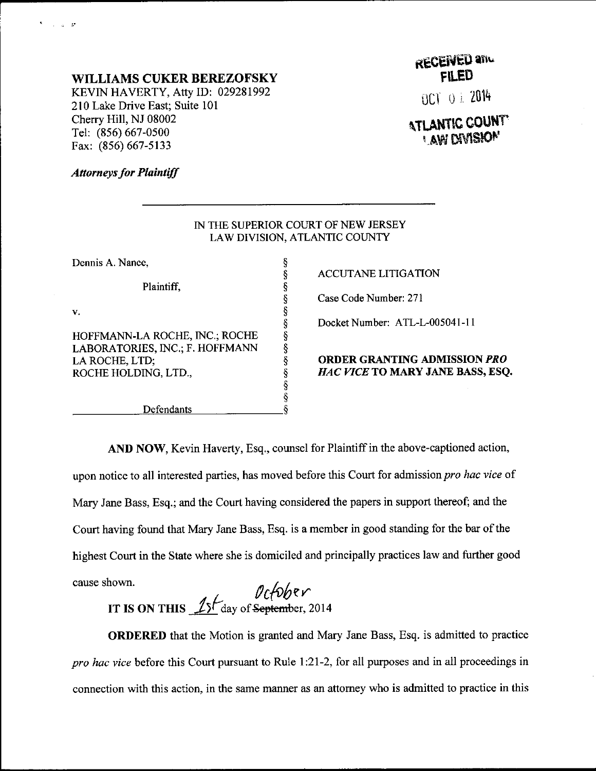**WILLIAMS CUKER BEREZOFSKY**
KEVIN HAVERTY, Atty ID: 029281992
210 Lake Drive East; Suite 101
Cherry Hill, NJ 08002
Tel: (856) 667-0500
Fax: (856) 667-5133

***Attorneys for Plaintiff***

RECEIVED and FILED
OCT 01 2014
ATLANTIC COUNTY LAW DIVISION

IN THE SUPERIOR COURT OF NEW JERSEY
LAW DIVISION, ATLANTIC COUNTY

| | | |
|---|---|---|
| Dennis A. Nance, | § | ACCUTANE LITIGATION |
| Plaintiff, | § | Case Code Number: 271 |
| v. | § | Docket Number: ATL-L-005041-11 |
| HOFFMANN-LA ROCHE, INC.; ROCHE LABORATORIES, INC.; F. HOFFMANN LA ROCHE, LTD; ROCHE HOLDING, LTD., | § | **ORDER GRANTING ADMISSION *PRO HAC VICE* TO MARY JANE BASS, ESQ.** |
| Defendants | § | |

**AND NOW**, Kevin Haverty, Esq., counsel for Plaintiff in the above-captioned action, upon notice to all interested parties, has moved before this Court for admission *pro hac vice* of Mary Jane Bass, Esq.; and the Court having considered the papers in support thereof; and the Court having found that Mary Jane Bass, Esq. is a member in good standing for the bar of the highest Court in the State where she is domiciled and principally practices law and further good cause shown.

**IT IS ON THIS** 1st day of ~~September~~ October, 2014

**ORDERED** that the Motion is granted and Mary Jane Bass, Esq. is admitted to practice *pro hac vice* before this Court pursuant to Rule 1:21-2, for all purposes and in all proceedings in connection with this action, in the same manner as an attorney who is admitted to practice in this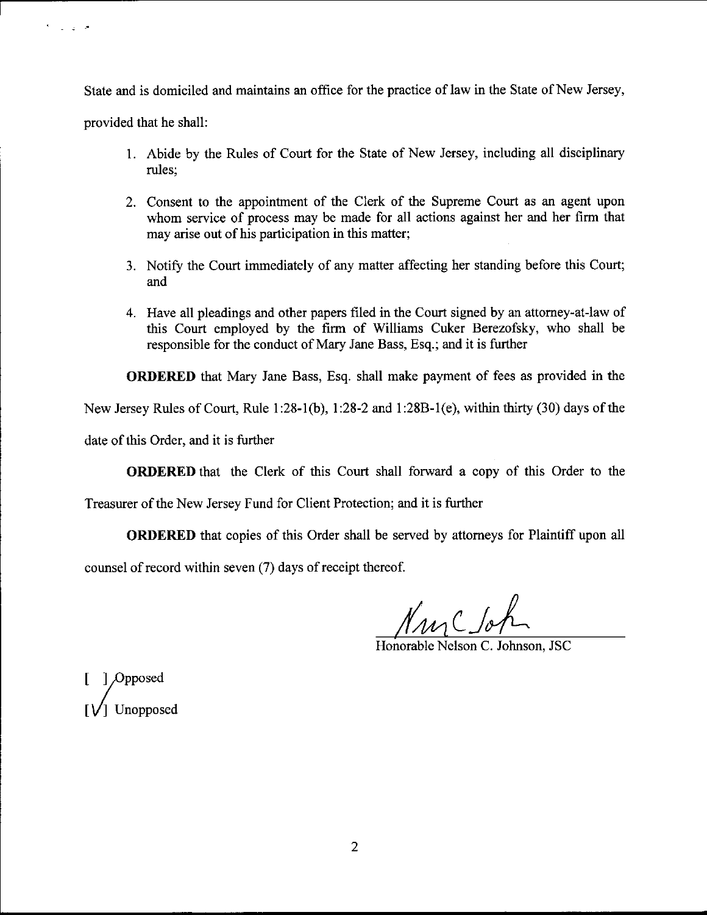State and is domiciled and maintains an office for the practice of law in the State of New Jersey, provided that he shall:

1. Abide by the Rules of Court for the State of New Jersey, including all disciplinary rules;
2. Consent to the appointment of the Clerk of the Supreme Court as an agent upon whom service of process may be made for all actions against her and her firm that may arise out of his participation in this matter;
3. Notify the Court immediately of any matter affecting her standing before this Court; and
4. Have all pleadings and other papers filed in the Court signed by an attorney-at-law of this Court employed by the firm of Williams Cuker Berezofsky, who shall be responsible for the conduct of Mary Jane Bass, Esq.; and it is further

**ORDERED** that Mary Jane Bass, Esq. shall make payment of fees as provided in the New Jersey Rules of Court, Rule 1:28-1(b), 1:28-2 and 1:28B-1(e), within thirty (30) days of the date of this Order, and it is further

**ORDERED** that the Clerk of this Court shall forward a copy of this Order to the Treasurer of the New Jersey Fund for Client Protection; and it is further

**ORDERED** that copies of this Order shall be served by attorneys for Plaintiff upon all counsel of record within seven (7) days of receipt thereof.

Nelson C. Johnson

Honorable Nelson C. Johnson, JSC

[ ] Opposed

[✓] Unopposed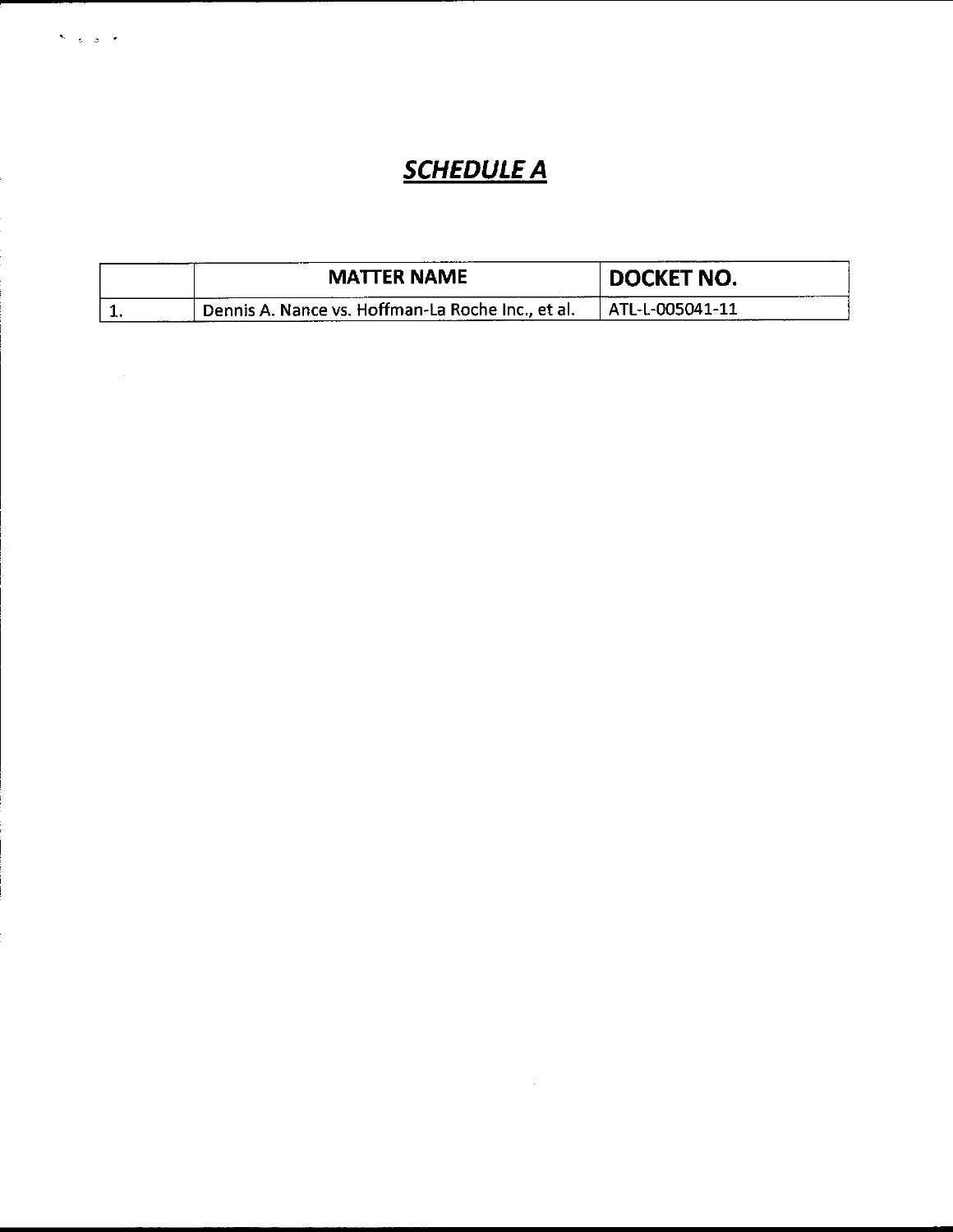# ***SCHEDULE A***

| | MATTER NAME | DOCKET NO. |
|---|---|---|
| 1. | Dennis A. Nance vs. Hoffman-La Roche Inc., et al. | ATL-L-005041-11 |